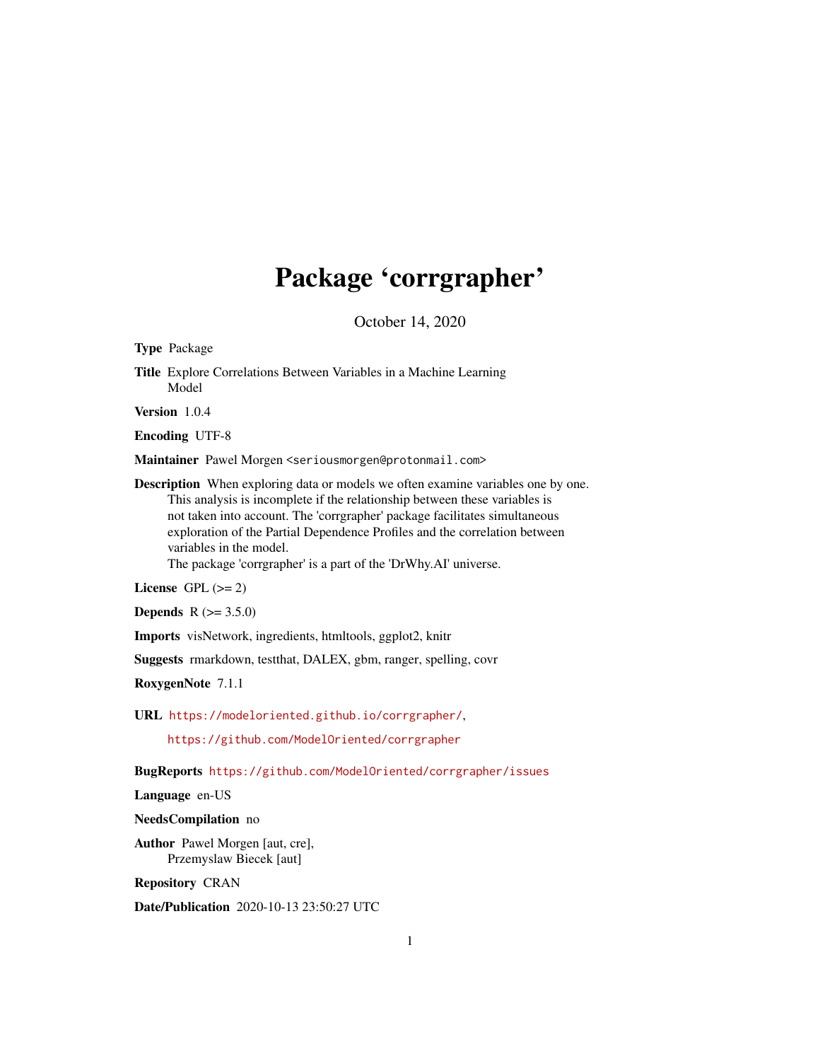# Package 'corrgrapher'

October 14, 2020

**Type** Package

**Title** Explore Correlations Between Variables in a Machine Learning Model

**Version** 1.0.4

**Encoding** UTF-8

**Maintainer** Pawel Morgen <seriousmorgen@protonmail.com>

**Description** When exploring data or models we often examine variables one by one. This analysis is incomplete if the relationship between these variables is not taken into account. The 'corrgrapher' package facilitates simultaneous exploration of the Partial Dependence Profiles and the correlation between variables in the model.
The package 'corrgrapher' is a part of the 'DrWhy.AI' universe.

**License** GPL (>= 2)

**Depends** R (>= 3.5.0)

**Imports** visNetwork, ingredients, htmltools, ggplot2, knitr

**Suggests** rmarkdown, testthat, DALEX, gbm, ranger, spelling, covr

**RoxygenNote** 7.1.1

**URL** https://modeloriented.github.io/corrgrapher/,
https://github.com/ModelOriented/corrgrapher

**BugReports** https://github.com/ModelOriented/corrgrapher/issues

**Language** en-US

**NeedsCompilation** no

**Author** Pawel Morgen [aut, cre],
Przemyslaw Biecek [aut]

**Repository** CRAN

**Date/Publication** 2020-10-13 23:50:27 UTC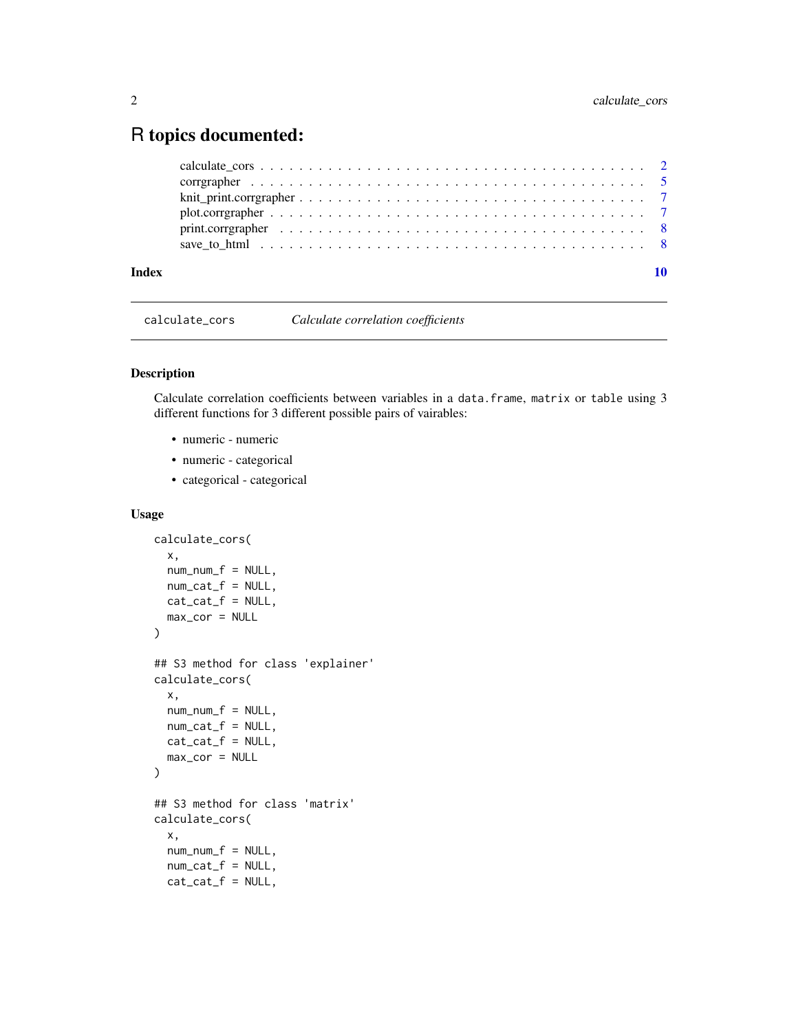# R topics documented:

calculate_cors . . . . . . . . . . . . . . . . . . . . . . . . . . . . . . . . . . . . . 2
corrgrapher . . . . . . . . . . . . . . . . . . . . . . . . . . . . . . . . . . . . . . 5
knit_print.corrgrapher . . . . . . . . . . . . . . . . . . . . . . . . . . . . . . . . 7
plot.corrgrapher . . . . . . . . . . . . . . . . . . . . . . . . . . . . . . . . . . . 7
print.corrgrapher . . . . . . . . . . . . . . . . . . . . . . . . . . . . . . . . . . 8
save_to_html . . . . . . . . . . . . . . . . . . . . . . . . . . . . . . . . . . . . . 8

**Index** **10**

---

calculate_cors *Calculate correlation coefficients*

---

## Description

Calculate correlation coefficients between variables in a `data.frame`, `matrix` or `table` using 3 different functions for 3 different possible pairs of vairables:

- numeric - numeric
- numeric - categorical
- categorical - categorical

## Usage

```
calculate_cors(
  x,
  num_num_f = NULL,
  num_cat_f = NULL,
  cat_cat_f = NULL,
  max_cor = NULL
)

## S3 method for class 'explainer'
calculate_cors(
  x,
  num_num_f = NULL,
  num_cat_f = NULL,
  cat_cat_f = NULL,
  max_cor = NULL
)

## S3 method for class 'matrix'
calculate_cors(
  x,
  num_num_f = NULL,
  num_cat_f = NULL,
  cat_cat_f = NULL,
```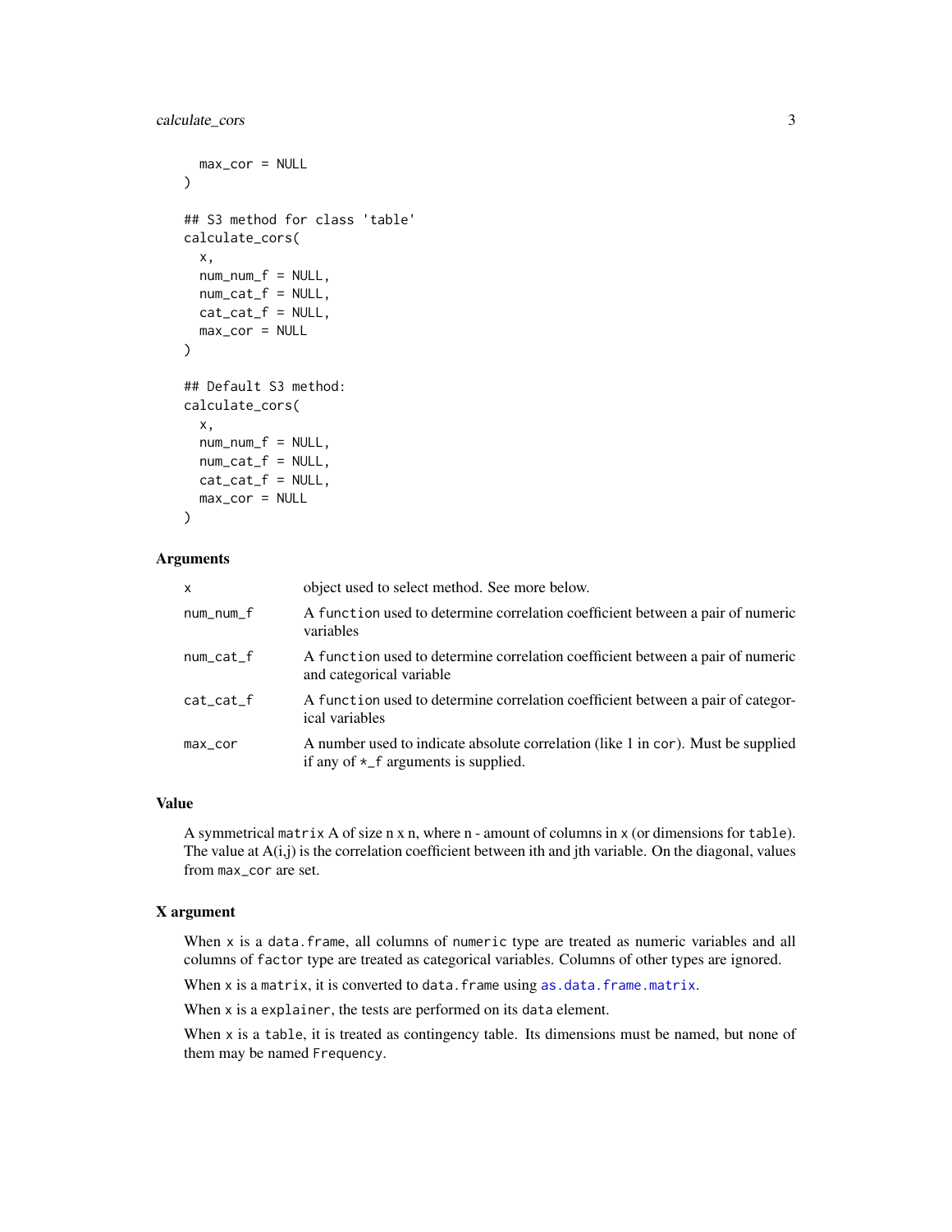```
  max_cor = NULL
)

## S3 method for class 'table'
calculate_cors(
  x,
  num_num_f = NULL,
  num_cat_f = NULL,
  cat_cat_f = NULL,
  max_cor = NULL
)

## Default S3 method:
calculate_cors(
  x,
  num_num_f = NULL,
  num_cat_f = NULL,
  cat_cat_f = NULL,
  max_cor = NULL
)
```

## Arguments

| | |
|---|---|
| x | object used to select method. See more below. |
| num_num_f | A function used to determine correlation coefficient between a pair of numeric variables |
| num_cat_f | A function used to determine correlation coefficient between a pair of numeric and categorical variable |
| cat_cat_f | A function used to determine correlation coefficient between a pair of categorical variables |
| max_cor | A number used to indicate absolute correlation (like 1 in cor). Must be supplied if any of *_f arguments is supplied. |

## Value

A symmetrical matrix A of size n x n, where n - amount of columns in x (or dimensions for table). The value at A(i,j) is the correlation coefficient between ith and jth variable. On the diagonal, values from max_cor are set.

## X argument

When x is a data.frame, all columns of numeric type are treated as numeric variables and all columns of factor type are treated as categorical variables. Columns of other types are ignored.

When x is a matrix, it is converted to data.frame using as.data.frame.matrix.

When x is a explainer, the tests are performed on its data element.

When x is a table, it is treated as contingency table. Its dimensions must be named, but none of them may be named Frequency.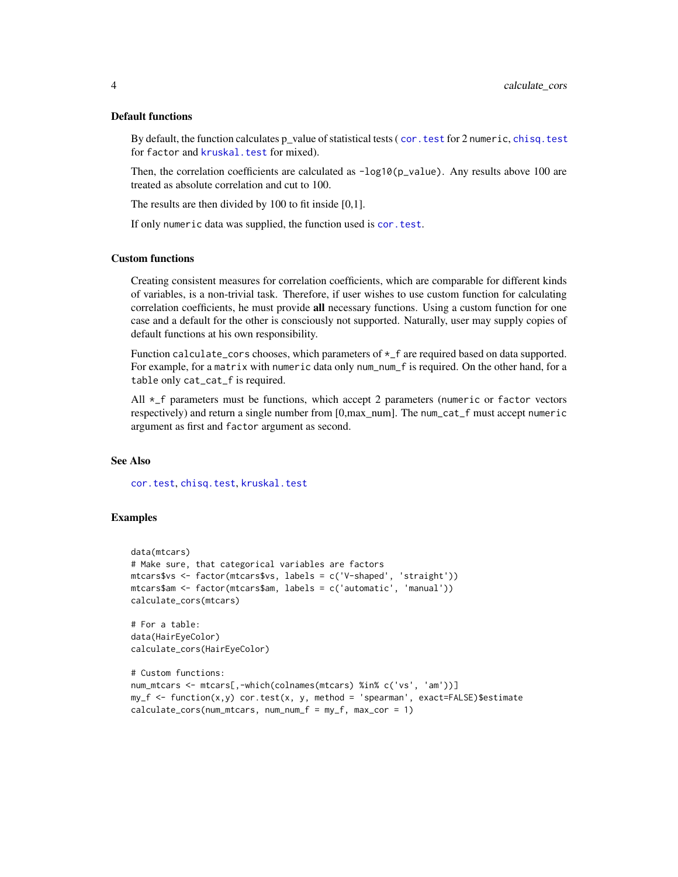### Default functions

By default, the function calculates p_value of statistical tests ( `cor.test` for 2 `numeric`, `chisq.test` for `factor` and `kruskal.test` for mixed).

Then, the correlation coefficients are calculated as `-log10(p_value)`. Any results above 100 are treated as absolute correlation and cut to 100.

The results are then divided by 100 to fit inside [0,1].

If only `numeric` data was supplied, the function used is `cor.test`.

### Custom functions

Creating consistent measures for correlation coefficients, which are comparable for different kinds of variables, is a non-trivial task. Therefore, if user wishes to use custom function for calculating correlation coefficients, he must provide **all** necessary functions. Using a custom function for one case and a default for the other is consciously not supported. Naturally, user may supply copies of default functions at his own responsibility.

Function `calculate_cors` chooses, which parameters of `*_f` are required based on data supported. For example, for a `matrix` with `numeric` data only `num_num_f` is required. On the other hand, for a `table` only `cat_cat_f` is required.

All `*_f` parameters must be functions, which accept 2 parameters (`numeric` or `factor` vectors respectively) and return a single number from [0,max_num]. The `num_cat_f` must accept `numeric` argument as first and `factor` argument as second.

### See Also

`cor.test`, `chisq.test`, `kruskal.test`

### Examples

```
data(mtcars)
# Make sure, that categorical variables are factors
mtcars$vs <- factor(mtcars$vs, labels = c('V-shaped', 'straight'))
mtcars$am <- factor(mtcars$am, labels = c('automatic', 'manual'))
calculate_cors(mtcars)

# For a table:
data(HairEyeColor)
calculate_cors(HairEyeColor)

# Custom functions:
num_mtcars <- mtcars[,-which(colnames(mtcars) %in% c('vs', 'am'))]
my_f <- function(x,y) cor.test(x, y, method = 'spearman', exact=FALSE)$estimate
calculate_cors(num_mtcars, num_num_f = my_f, max_cor = 1)
```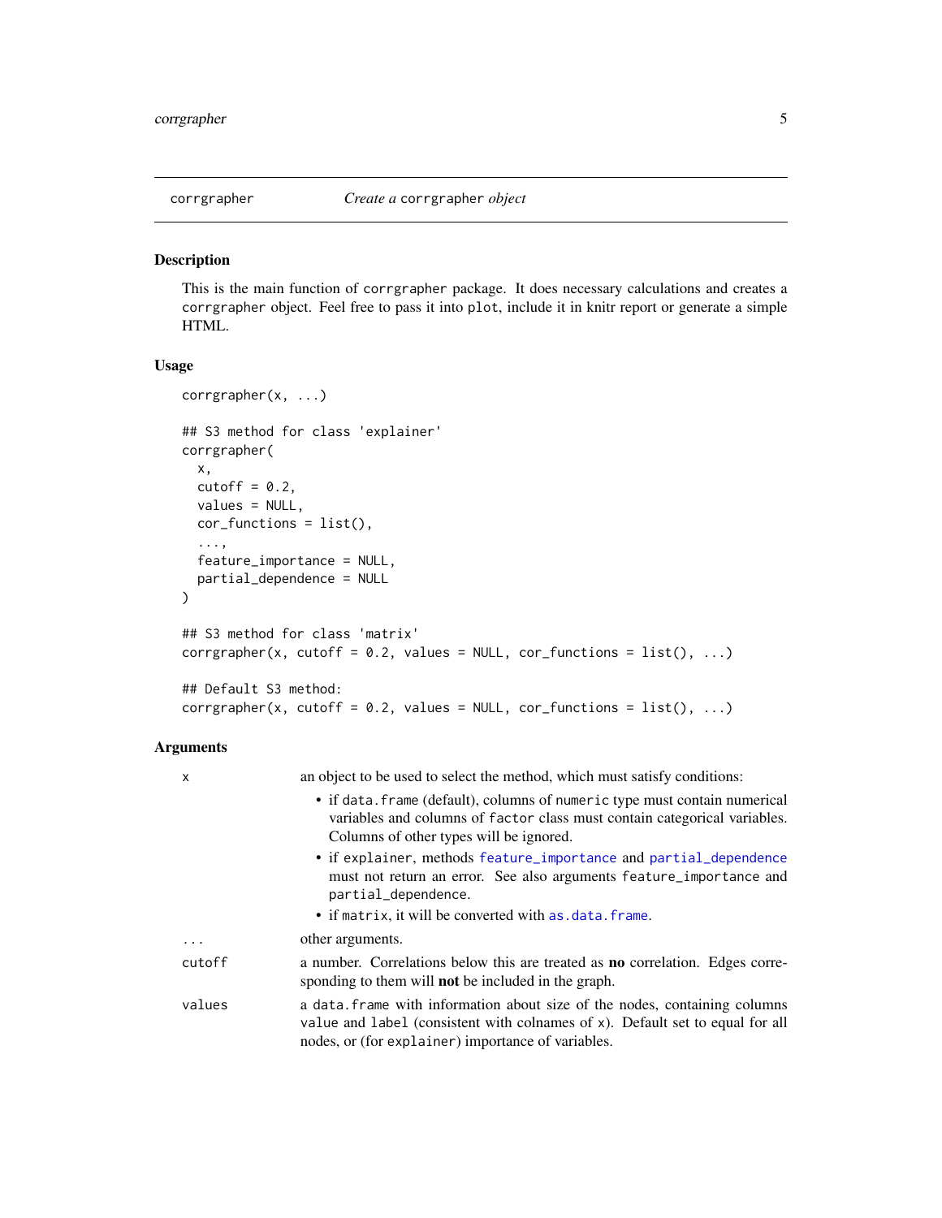## corrgrapher — *Create a* `corrgrapher` *object*

### Description

This is the main function of `corrgrapher` package. It does necessary calculations and creates a `corrgrapher` object. Feel free to pass it into `plot`, include it in knitr report or generate a simple HTML.

### Usage

```
corrgrapher(x, ...)

## S3 method for class 'explainer'
corrgrapher(
  x,
  cutoff = 0.2,
  values = NULL,
  cor_functions = list(),
  ...,
  feature_importance = NULL,
  partial_dependence = NULL
)

## S3 method for class 'matrix'
corrgrapher(x, cutoff = 0.2, values = NULL, cor_functions = list(), ...)

## Default S3 method:
corrgrapher(x, cutoff = 0.2, values = NULL, cor_functions = list(), ...)
```

### Arguments

| | |
|---|---|
| `x` | an object to be used to select the method, which must satisfy conditions:<br>• if `data.frame` (default), columns of `numeric` type must contain numerical variables and columns of `factor` class must contain categorical variables. Columns of other types will be ignored.<br>• if `explainer`, methods `feature_importance` and `partial_dependence` must not return an error. See also arguments `feature_importance` and `partial_dependence`.<br>• if `matrix`, it will be converted with `as.data.frame`. |
| `...` | other arguments. |
| `cutoff` | a number. Correlations below this are treated as **no** correlation. Edges corresponding to them will **not** be included in the graph. |
| `values` | a `data.frame` with information about size of the nodes, containing columns `value` and `label` (consistent with colnames of `x`). Default set to equal for all nodes, or (for `explainer`) importance of variables. |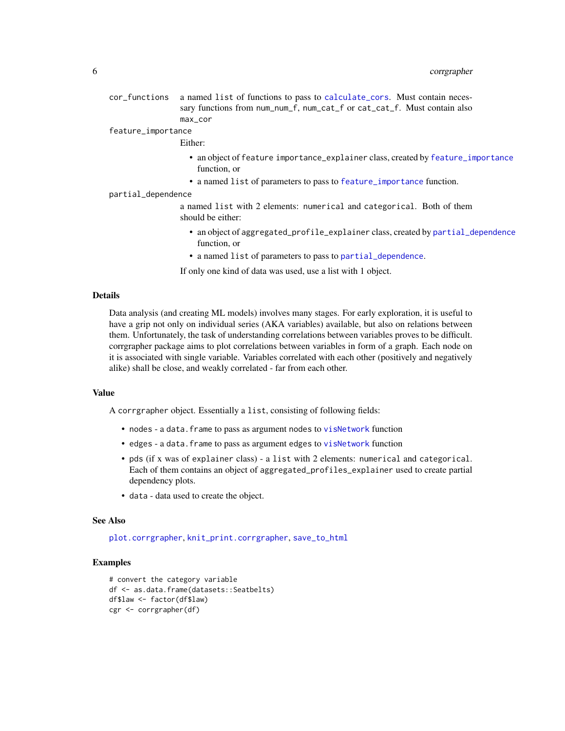cor_functions
: a named list of functions to pass to calculate_cors. Must contain necessary functions from num_num_f, num_cat_f or cat_cat_f. Must contain also max_cor

feature_importance
: Either:

- an object of feature importance_explainer class, created by feature_importance function, or
- a named list of parameters to pass to feature_importance function.

partial_dependence
: a named list with 2 elements: numerical and categorical. Both of them should be either:

- an object of aggregated_profile_explainer class, created by partial_dependence function, or
- a named list of parameters to pass to partial_dependence.

If only one kind of data was used, use a list with 1 object.

## Details

Data analysis (and creating ML models) involves many stages. For early exploration, it is useful to have a grip not only on individual series (AKA variables) available, but also on relations between them. Unfortunately, the task of understanding correlations between variables proves to be difficult. corrgrapher package aims to plot correlations between variables in form of a graph. Each node on it is associated with single variable. Variables correlated with each other (positively and negatively alike) shall be close, and weakly correlated - far from each other.

## Value

A corrgrapher object. Essentially a list, consisting of following fields:

- nodes - a data.frame to pass as argument nodes to visNetwork function
- edges - a data.frame to pass as argument edges to visNetwork function
- pds (if x was of explainer class) - a list with 2 elements: numerical and categorical. Each of them contains an object of aggregated_profiles_explainer used to create partial dependency plots.
- data - data used to create the object.

## See Also

plot.corrgrapher, knit_print.corrgrapher, save_to_html

## Examples

```
# convert the category variable
df <- as.data.frame(datasets::Seatbelts)
df$law <- factor(df$law)
cgr <- corrgrapher(df)
```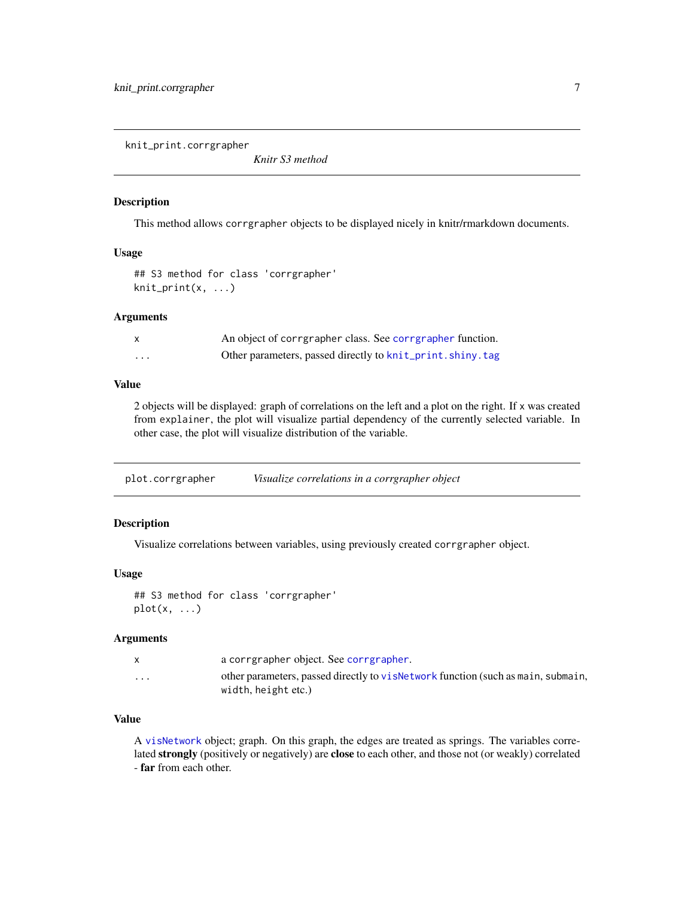## knit_print.corrgrapher — *Knitr S3 method*

### Description

This method allows `corrgrapher` objects to be displayed nicely in knitr/rmarkdown documents.

### Usage

```
## S3 method for class 'corrgrapher'
knit_print(x, ...)
```

### Arguments

| | |
|---|---|
| `x` | An object of `corrgrapher` class. See `corrgrapher` function. |
| `...` | Other parameters, passed directly to `knit_print.shiny.tag` |

### Value

2 objects will be displayed: graph of correlations on the left and a plot on the right. If `x` was created from `explainer`, the plot will visualize partial dependency of the currently selected variable. In other case, the plot will visualize distribution of the variable.

## plot.corrgrapher — *Visualize correlations in a corrgrapher object*

### Description

Visualize correlations between variables, using previously created `corrgrapher` object.

### Usage

```
## S3 method for class 'corrgrapher'
plot(x, ...)
```

### Arguments

| | |
|---|---|
| `x` | a `corrgrapher` object. See `corrgrapher`. |
| `...` | other parameters, passed directly to `visNetwork` function (such as `main`, `submain`, `width`, `height` etc.) |

### Value

A `visNetwork` object; graph. On this graph, the edges are treated as springs. The variables correlated **strongly** (positively or negatively) are **close** to each other, and those not (or weakly) correlated - **far** from each other.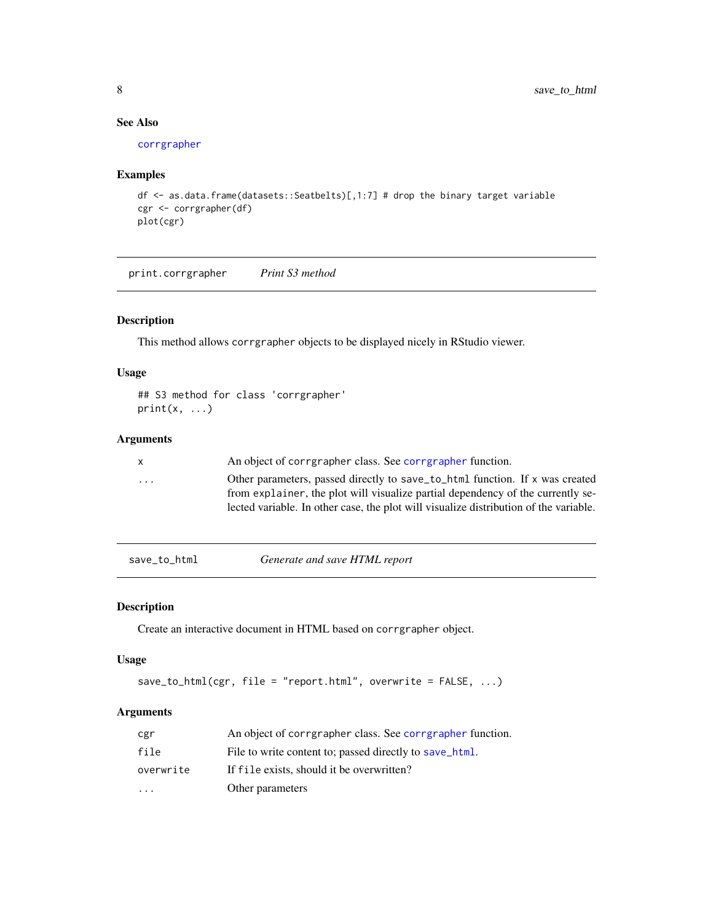### See Also

corrgrapher

### Examples

```
df <- as.data.frame(datasets::Seatbelts)[,1:7] # drop the binary target variable
cgr <- corrgrapher(df)
plot(cgr)
```

---

## print.corrgrapher *Print S3 method*

### Description

This method allows corrgrapher objects to be displayed nicely in RStudio viewer.

### Usage

```
## S3 method for class 'corrgrapher'
print(x, ...)
```

### Arguments

| | |
|---|---|
| x | An object of corrgrapher class. See corrgrapher function. |
| ... | Other parameters, passed directly to save_to_html function. If x was created from explainer, the plot will visualize partial dependency of the currently selected variable. In other case, the plot will visualize distribution of the variable. |

---

## save_to_html *Generate and save HTML report*

### Description

Create an interactive document in HTML based on corrgrapher object.

### Usage

```
save_to_html(cgr, file = "report.html", overwrite = FALSE, ...)
```

### Arguments

| | |
|---|---|
| cgr | An object of corrgrapher class. See corrgrapher function. |
| file | File to write content to; passed directly to save_html. |
| overwrite | If file exists, should it be overwritten? |
| ... | Other parameters |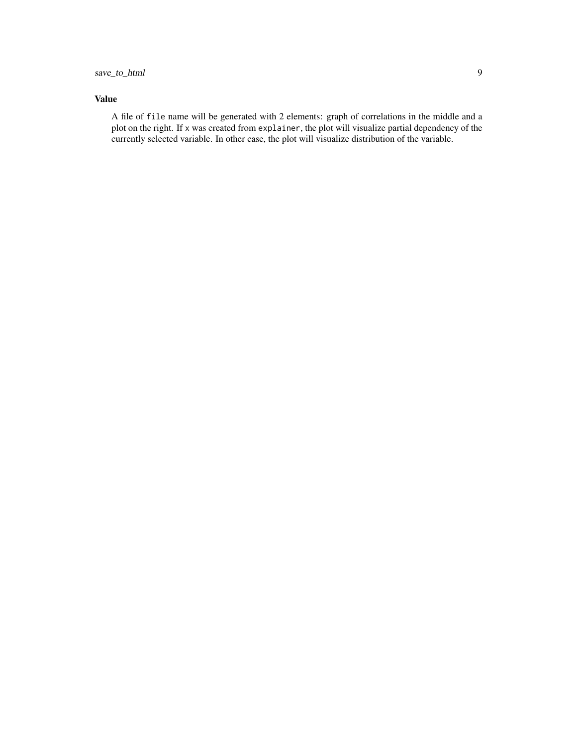### Value

A file of `file` name will be generated with 2 elements: graph of correlations in the middle and a plot on the right. If `x` was created from `explainer`, the plot will visualize partial dependency of the currently selected variable. In other case, the plot will visualize distribution of the variable.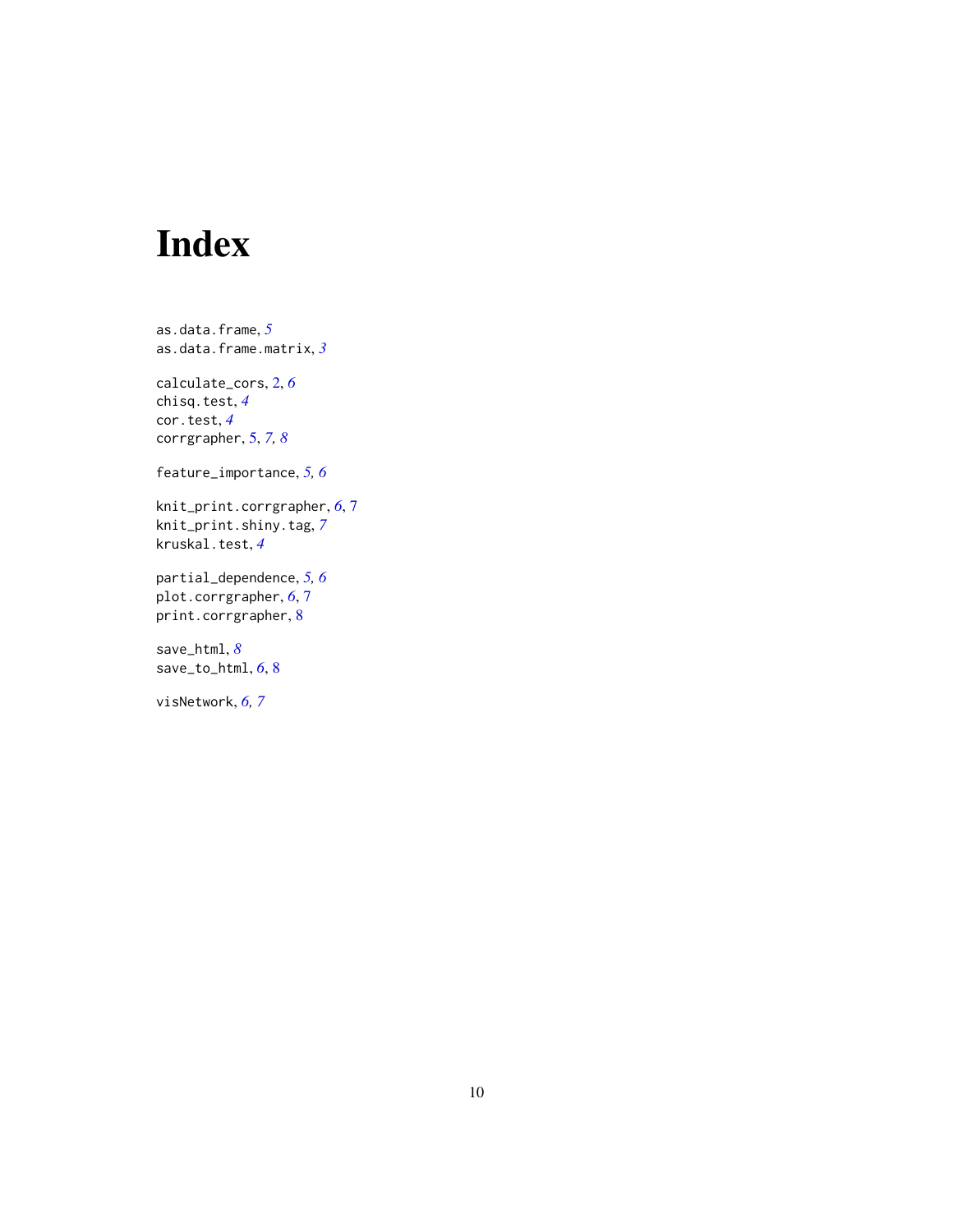# Index

as.data.frame, *5*
as.data.frame.matrix, *3*

calculate_cors, 2, *6*
chisq.test, *4*
cor.test, *4*
corrgrapher, 5, *7, 8*

feature_importance, *5, 6*

knit_print.corrgrapher, *6*, 7
knit_print.shiny.tag, *7*
kruskal.test, *4*

partial_dependence, *5, 6*
plot.corrgrapher, *6*, 7
print.corrgrapher, 8

save_html, *8*
save_to_html, *6*, 8

visNetwork, *6, 7*